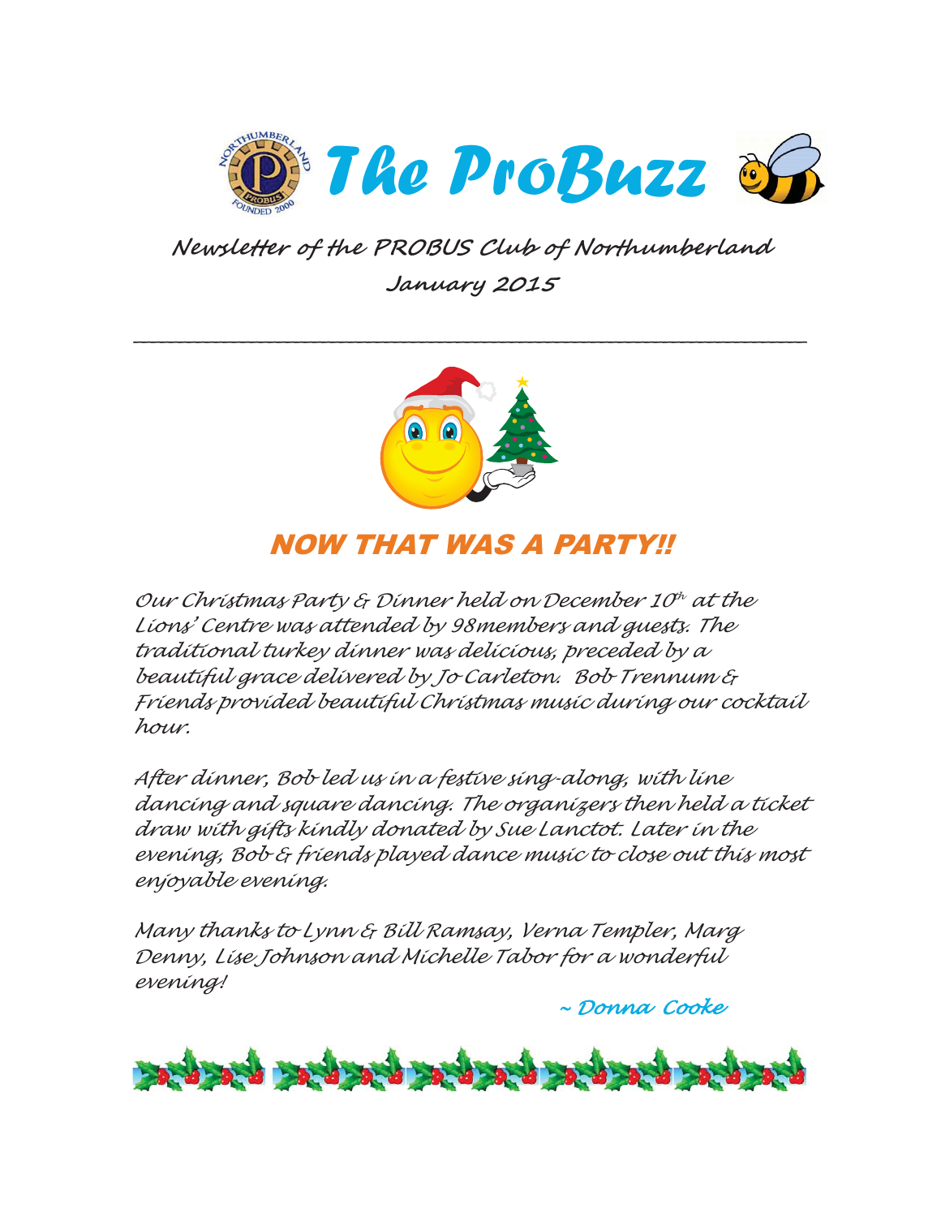# The ProBuzz

**Newsletter of the PROBUS Club of Northumberland**

**January 2015**

---

## NOW THAT WAS A PARTY!!

*Our Christmas Party & Dinner held on December 10th at the Lions' Centre was attended by 98members and guests. The traditional turkey dinner was delicious, preceded by a beautiful grace delivered by Jo Carleton. Bob Trennum & Friends provided beautiful Christmas music during our cocktail hour.*

*After dinner, Bob led us in a festive sing-along, with line dancing and square dancing. The organizers then held a ticket draw with gifts kindly donated by Sue Lanctot. Later in the evening, Bob & friends played dance music to close out this most enjoyable evening.*

*Many thanks to Lynn & Bill Ramsay, Verna Templer, Marg Denny, Lise Johnson and Michelle Tabor for a wonderful evening!*

*~ Donna Cooke*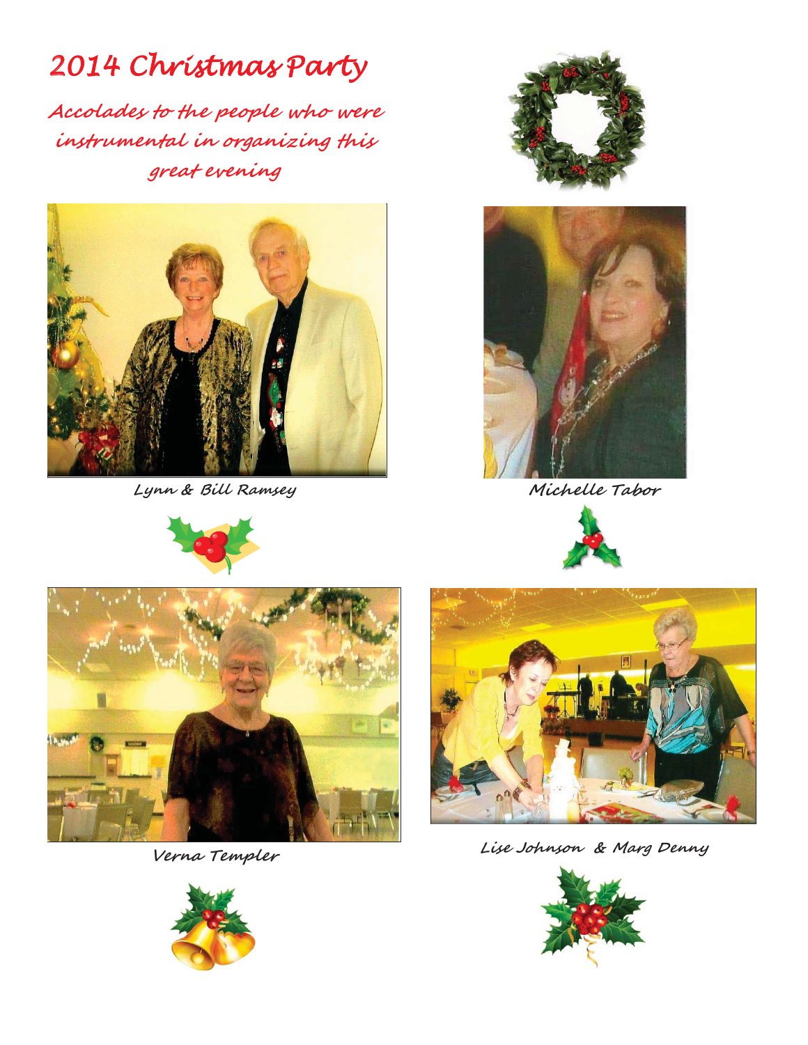# 2014 Christmas Party

*Accolades to the people who were instrumental in organizing this great evening*

Lynn & Bill Ramsey

Michelle Tabor

Verna Templer

Lise Johnson & Marg Denny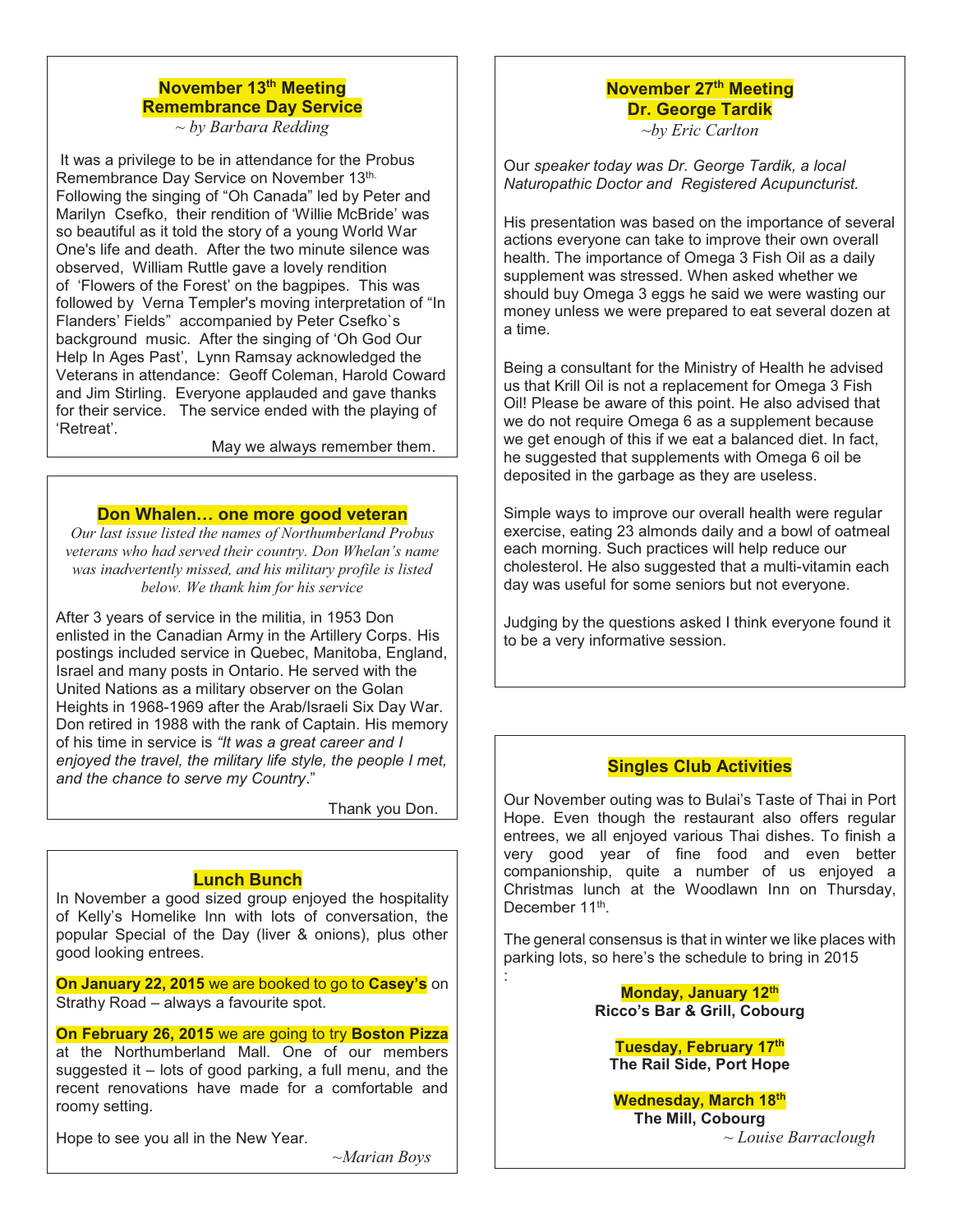## November 13th Meeting
## Remembrance Day Service

*~ by Barbara Redding*

It was a privilege to be in attendance for the Probus Remembrance Day Service on November 13th. Following the singing of "Oh Canada" led by Peter and Marilyn Csefko, their rendition of 'Willie McBride' was so beautiful as it told the story of a young World War One's life and death. After the two minute silence was observed, William Ruttle gave a lovely rendition of 'Flowers of the Forest' on the bagpipes. This was followed by Verna Templer's moving interpretation of "In Flanders' Fields" accompanied by Peter Csefko`s background music. After the singing of 'Oh God Our Help In Ages Past', Lynn Ramsay acknowledged the Veterans in attendance: Geoff Coleman, Harold Coward and Jim Stirling. Everyone applauded and gave thanks for their service. The service ended with the playing of 'Retreat'.

May we always remember them.

## Don Whalen… one more good veteran

*Our last issue listed the names of Northumberland Probus veterans who had served their country. Don Whelan's name was inadvertently missed, and his military profile is listed below. We thank him for his service*

After 3 years of service in the militia, in 1953 Don enlisted in the Canadian Army in the Artillery Corps. His postings included service in Quebec, Manitoba, England, Israel and many posts in Ontario. He served with the United Nations as a military observer on the Golan Heights in 1968-1969 after the Arab/Israeli Six Day War. Don retired in 1988 with the rank of Captain. His memory of his time in service is *"It was a great career and I enjoyed the travel, the military life style, the people I met, and the chance to serve my Country*."

Thank you Don.

## Lunch Bunch

In November a good sized group enjoyed the hospitality of Kelly's Homelike Inn with lots of conversation, the popular Special of the Day (liver & onions), plus other good looking entrees.

**On January 22, 2015** we are booked to go to **Casey's** on Strathy Road – always a favourite spot.

**On February 26, 2015** we are going to try **Boston Pizza** at the Northumberland Mall. One of our members suggested it – lots of good parking, a full menu, and the recent renovations have made for a comfortable and roomy setting.

Hope to see you all in the New Year.

*~Marian Boys*

## November 27th Meeting
## Dr. George Tardik

*~by Eric Carlton*

Our *speaker today was Dr. George Tardik, a local Naturopathic Doctor and Registered Acupuncturist.*

His presentation was based on the importance of several actions everyone can take to improve their own overall health. The importance of Omega 3 Fish Oil as a daily supplement was stressed. When asked whether we should buy Omega 3 eggs he said we were wasting our money unless we were prepared to eat several dozen at a time.

Being a consultant for the Ministry of Health he advised us that Krill Oil is not a replacement for Omega 3 Fish Oil! Please be aware of this point. He also advised that we do not require Omega 6 as a supplement because we get enough of this if we eat a balanced diet. In fact, he suggested that supplements with Omega 6 oil be deposited in the garbage as they are useless.

Simple ways to improve our overall health were regular exercise, eating 23 almonds daily and a bowl of oatmeal each morning. Such practices will help reduce our cholesterol. He also suggested that a multi-vitamin each day was useful for some seniors but not everyone.

Judging by the questions asked I think everyone found it to be a very informative session.

## Singles Club Activities

Our November outing was to Bulai's Taste of Thai in Port Hope. Even though the restaurant also offers regular entrees, we all enjoyed various Thai dishes. To finish a very good year of fine food and even better companionship, quite a number of us enjoyed a Christmas lunch at the Woodlawn Inn on Thursday, December 11th.

The general consensus is that in winter we like places with parking lots, so here's the schedule to bring in 2015 :

**Monday, January 12th**
**Ricco's Bar & Grill, Cobourg**

**Tuesday, February 17th**
**The Rail Side, Port Hope**

**Wednesday, March 18th**
**The Mill, Cobourg**

*~ Louise Barraclough*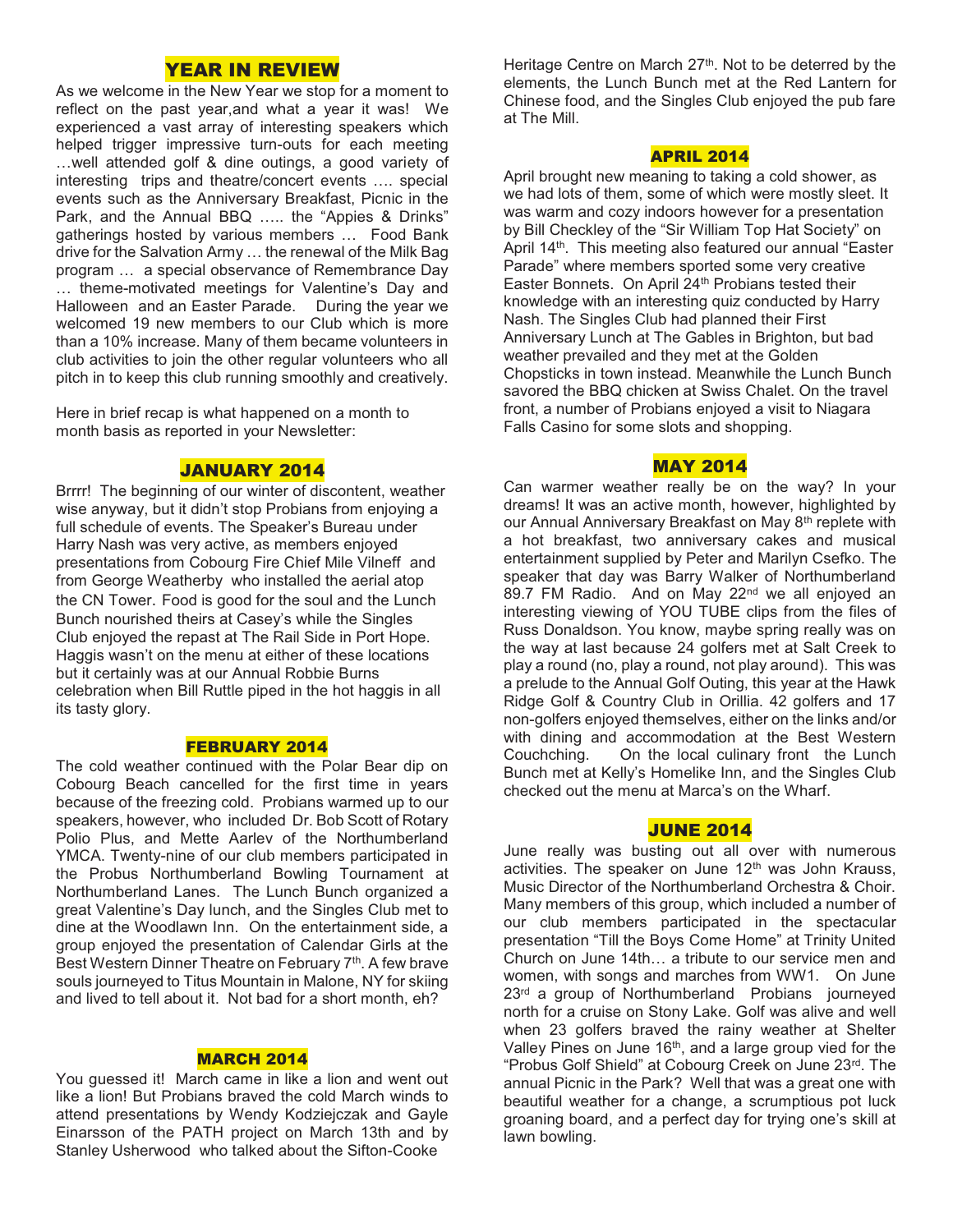## YEAR IN REVIEW

As we welcome in the New Year we stop for a moment to reflect on the past year,and what a year it was! We experienced a vast array of interesting speakers which helped trigger impressive turn-outs for each meeting …well attended golf & dine outings, a good variety of interesting trips and theatre/concert events …. special events such as the Anniversary Breakfast, Picnic in the Park, and the Annual BBQ ….. the "Appies & Drinks" gatherings hosted by various members … Food Bank drive for the Salvation Army … the renewal of the Milk Bag program … a special observance of Remembrance Day … theme-motivated meetings for Valentine's Day and Halloween and an Easter Parade. During the year we welcomed 19 new members to our Club which is more than a 10% increase. Many of them became volunteers in club activities to join the other regular volunteers who all pitch in to keep this club running smoothly and creatively.

Here in brief recap is what happened on a month to month basis as reported in your Newsletter:

### JANUARY 2014

Brrrr! The beginning of our winter of discontent, weather wise anyway, but it didn't stop Probians from enjoying a full schedule of events. The Speaker's Bureau under Harry Nash was very active, as members enjoyed presentations from Cobourg Fire Chief Mile Vilneff and from George Weatherby who installed the aerial atop the CN Tower. Food is good for the soul and the Lunch Bunch nourished theirs at Casey's while the Singles Club enjoyed the repast at The Rail Side in Port Hope. Haggis wasn't on the menu at either of these locations but it certainly was at our Annual Robbie Burns celebration when Bill Ruttle piped in the hot haggis in all its tasty glory.

### FEBRUARY 2014

The cold weather continued with the Polar Bear dip on Cobourg Beach cancelled for the first time in years because of the freezing cold. Probians warmed up to our speakers, however, who included Dr. Bob Scott of Rotary Polio Plus, and Mette Aarlev of the Northumberland YMCA. Twenty-nine of our club members participated in the Probus Northumberland Bowling Tournament at Northumberland Lanes. The Lunch Bunch organized a great Valentine's Day lunch, and the Singles Club met to dine at the Woodlawn Inn. On the entertainment side, a group enjoyed the presentation of Calendar Girls at the Best Western Dinner Theatre on February 7th. A few brave souls journeyed to Titus Mountain in Malone, NY for skiing and lived to tell about it. Not bad for a short month, eh?

### MARCH 2014

You guessed it! March came in like a lion and went out like a lion! But Probians braved the cold March winds to attend presentations by Wendy Kodziejczak and Gayle Einarsson of the PATH project on March 13th and by Stanley Usherwood who talked about the Sifton-Cooke Heritage Centre on March 27th. Not to be deterred by the elements, the Lunch Bunch met at the Red Lantern for Chinese food, and the Singles Club enjoyed the pub fare at The Mill.

### APRIL 2014

April brought new meaning to taking a cold shower, as we had lots of them, some of which were mostly sleet. It was warm and cozy indoors however for a presentation by Bill Checkley of the "Sir William Top Hat Society" on April 14th. This meeting also featured our annual "Easter Parade" where members sported some very creative Easter Bonnets. On April 24th Probians tested their knowledge with an interesting quiz conducted by Harry Nash. The Singles Club had planned their First Anniversary Lunch at The Gables in Brighton, but bad weather prevailed and they met at the Golden Chopsticks in town instead. Meanwhile the Lunch Bunch savored the BBQ chicken at Swiss Chalet. On the travel front, a number of Probians enjoyed a visit to Niagara Falls Casino for some slots and shopping.

### MAY 2014

Can warmer weather really be on the way? In your dreams! It was an active month, however, highlighted by our Annual Anniversary Breakfast on May 8th replete with a hot breakfast, two anniversary cakes and musical entertainment supplied by Peter and Marilyn Csefko. The speaker that day was Barry Walker of Northumberland 89.7 FM Radio. And on May 22nd we all enjoyed an interesting viewing of YOU TUBE clips from the files of Russ Donaldson. You know, maybe spring really was on the way at last because 24 golfers met at Salt Creek to play a round (no, play a round, not play around). This was a prelude to the Annual Golf Outing, this year at the Hawk Ridge Golf & Country Club in Orillia. 42 golfers and 17 non-golfers enjoyed themselves, either on the links and/or with dining and accommodation at the Best Western Couchching. On the local culinary front the Lunch Bunch met at Kelly's Homelike Inn, and the Singles Club checked out the menu at Marca's on the Wharf.

### JUNE 2014

June really was busting out all over with numerous activities. The speaker on June 12th was John Krauss, Music Director of the Northumberland Orchestra & Choir. Many members of this group, which included a number of our club members participated in the spectacular presentation "Till the Boys Come Home" at Trinity United Church on June 14th… a tribute to our service men and women, with songs and marches from WW1. On June 23rd a group of Northumberland Probians journeyed north for a cruise on Stony Lake. Golf was alive and well when 23 golfers braved the rainy weather at Shelter Valley Pines on June 16th, and a large group vied for the "Probus Golf Shield" at Cobourg Creek on June 23rd. The annual Picnic in the Park? Well that was a great one with beautiful weather for a change, a scrumptious pot luck groaning board, and a perfect day for trying one's skill at lawn bowling.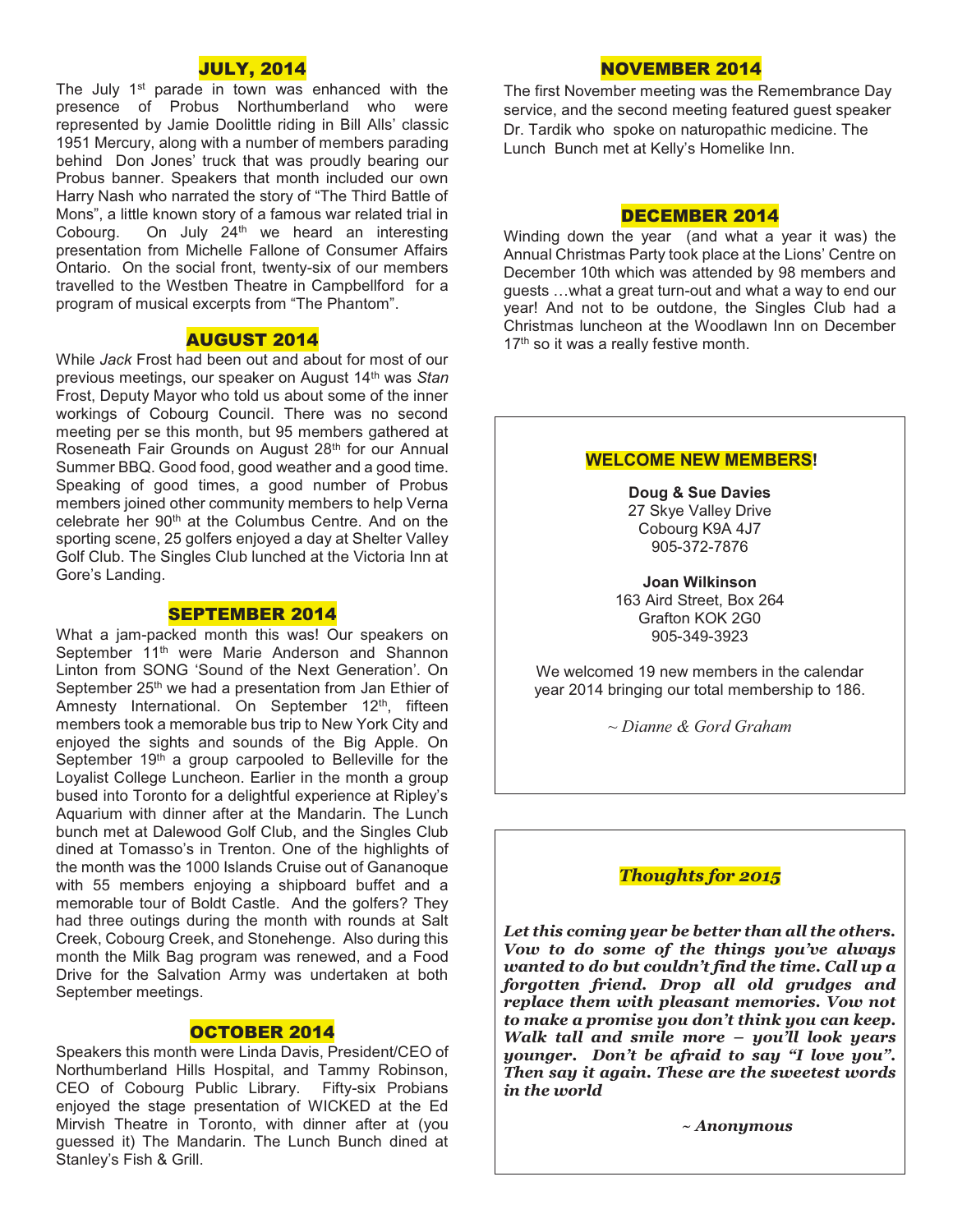## JULY, 2014

The July 1st parade in town was enhanced with the presence of Probus Northumberland who were represented by Jamie Doolittle riding in Bill Alls' classic 1951 Mercury, along with a number of members parading behind Don Jones' truck that was proudly bearing our Probus banner. Speakers that month included our own Harry Nash who narrated the story of "The Third Battle of Mons", a little known story of a famous war related trial in Cobourg. On July 24th we heard an interesting presentation from Michelle Fallone of Consumer Affairs Ontario. On the social front, twenty-six of our members travelled to the Westben Theatre in Campbellford for a program of musical excerpts from "The Phantom".

## AUGUST 2014

While *Jack* Frost had been out and about for most of our previous meetings, our speaker on August 14th was *Stan* Frost, Deputy Mayor who told us about some of the inner workings of Cobourg Council. There was no second meeting per se this month, but 95 members gathered at Roseneath Fair Grounds on August 28th for our Annual Summer BBQ. Good food, good weather and a good time. Speaking of good times, a good number of Probus members joined other community members to help Verna celebrate her 90th at the Columbus Centre. And on the sporting scene, 25 golfers enjoyed a day at Shelter Valley Golf Club. The Singles Club lunched at the Victoria Inn at Gore's Landing.

## SEPTEMBER 2014

What a jam-packed month this was! Our speakers on September 11th were Marie Anderson and Shannon Linton from SONG 'Sound of the Next Generation'. On September 25th we had a presentation from Jan Ethier of Amnesty International. On September 12th, fifteen members took a memorable bus trip to New York City and enjoyed the sights and sounds of the Big Apple. On September 19th a group carpooled to Belleville for the Loyalist College Luncheon. Earlier in the month a group bused into Toronto for a delightful experience at Ripley's Aquarium with dinner after at the Mandarin. The Lunch bunch met at Dalewood Golf Club, and the Singles Club dined at Tomasso's in Trenton. One of the highlights of the month was the 1000 Islands Cruise out of Gananoque with 55 members enjoying a shipboard buffet and a memorable tour of Boldt Castle. And the golfers? They had three outings during the month with rounds at Salt Creek, Cobourg Creek, and Stonehenge. Also during this month the Milk Bag program was renewed, and a Food Drive for the Salvation Army was undertaken at both September meetings.

## OCTOBER 2014

Speakers this month were Linda Davis, President/CEO of Northumberland Hills Hospital, and Tammy Robinson, CEO of Cobourg Public Library. Fifty-six Probians enjoyed the stage presentation of WICKED at the Ed Mirvish Theatre in Toronto, with dinner after at (you guessed it) The Mandarin. The Lunch Bunch dined at Stanley's Fish & Grill.

## NOVEMBER 2014

The first November meeting was the Remembrance Day service, and the second meeting featured guest speaker Dr. Tardik who spoke on naturopathic medicine. The Lunch Bunch met at Kelly's Homelike Inn.

## DECEMBER 2014

Winding down the year (and what a year it was) the Annual Christmas Party took place at the Lions' Centre on December 10th which was attended by 98 members and guests …what a great turn-out and what a way to end our year! And not to be outdone, the Singles Club had a Christmas luncheon at the Woodlawn Inn on December 17th so it was a really festive month.

### WELCOME NEW MEMBERS!

**Doug & Sue Davies**
27 Skye Valley Drive
Cobourg K9A 4J7
905-372-7876

**Joan Wilkinson**
163 Aird Street, Box 264
Grafton KOK 2G0
905-349-3923

We welcomed 19 new members in the calendar year 2014 bringing our total membership to 186.

*~ Dianne & Gord Graham*

### *Thoughts for 2015*

***Let this coming year be better than all the others. Vow to do some of the things you've always wanted to do but couldn't find the time. Call up a forgotten friend. Drop all old grudges and replace them with pleasant memories. Vow not to make a promise you don't think you can keep. Walk tall and smile more – you'll look years younger. Don't be afraid to say "I love you". Then say it again. These are the sweetest words in the world***

***~ Anonymous***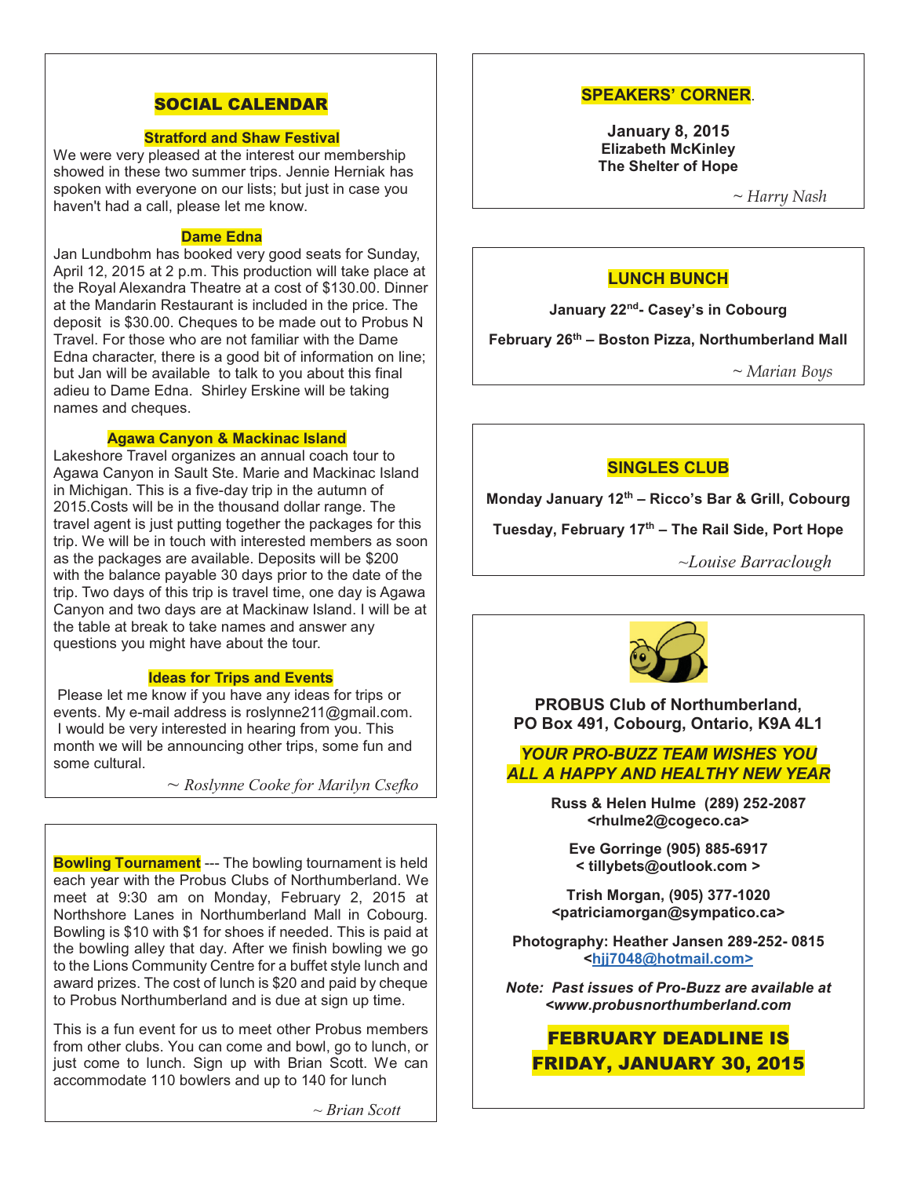## SOCIAL CALENDAR

### Stratford and Shaw Festival

We were very pleased at the interest our membership showed in these two summer trips. Jennie Herniak has spoken with everyone on our lists; but just in case you haven't had a call, please let me know.

### Dame Edna

Jan Lundbohm has booked very good seats for Sunday, April 12, 2015 at 2 p.m. This production will take place at the Royal Alexandra Theatre at a cost of $130.00. Dinner at the Mandarin Restaurant is included in the price. The deposit is $30.00. Cheques to be made out to Probus N Travel. For those who are not familiar with the Dame Edna character, there is a good bit of information on line; but Jan will be available to talk to you about this final adieu to Dame Edna. Shirley Erskine will be taking names and cheques.

### Agawa Canyon & Mackinac Island

Lakeshore Travel organizes an annual coach tour to Agawa Canyon in Sault Ste. Marie and Mackinac Island in Michigan. This is a five-day trip in the autumn of 2015.Costs will be in the thousand dollar range. The travel agent is just putting together the packages for this trip. We will be in touch with interested members as soon as the packages are available. Deposits will be $200 with the balance payable 30 days prior to the date of the trip. Two days of this trip is travel time, one day is Agawa Canyon and two days are at Mackinaw Island. I will be at the table at break to take names and answer any questions you might have about the tour.

### Ideas for Trips and Events

Please let me know if you have any ideas for trips or events. My e-mail address is roslynne211@gmail.com. I would be very interested in hearing from you. This month we will be announcing other trips, some fun and some cultural.

*~ Roslynne Cooke for Marilyn Csefko*

**Bowling Tournament** --- The bowling tournament is held each year with the Probus Clubs of Northumberland. We meet at 9:30 am on Monday, February 2, 2015 at Northshore Lanes in Northumberland Mall in Cobourg. Bowling is $10 with $1 for shoes if needed. This is paid at the bowling alley that day. After we finish bowling we go to the Lions Community Centre for a buffet style lunch and award prizes. The cost of lunch is $20 and paid by cheque to Probus Northumberland and is due at sign up time.

This is a fun event for us to meet other Probus members from other clubs. You can come and bowl, go to lunch, or just come to lunch. Sign up with Brian Scott. We can accommodate 110 bowlers and up to 140 for lunch

*~ Brian Scott*

## SPEAKERS' CORNER.

**January 8, 2015**
**Elizabeth McKinley**
**The Shelter of Hope**

*~ Harry Nash*

## LUNCH BUNCH

**January 22nd- Casey's in Cobourg**

**February 26th – Boston Pizza, Northumberland Mall**

*~ Marian Boys*

## SINGLES CLUB

**Monday January 12th – Ricco's Bar & Grill, Cobourg**

**Tuesday, February 17th – The Rail Side, Port Hope**

*~Louise Barraclough*

**PROBUS Club of Northumberland,**
**PO Box 491, Cobourg, Ontario, K9A 4L1**

***YOUR PRO-BUZZ TEAM WISHES YOU ALL A HAPPY AND HEALTHY NEW YEAR***

**Russ & Helen Hulme (289) 252-2087**
**<rhulme2@cogeco.ca>**

**Eve Gorringe (905) 885-6917**
**< tillybets@outlook.com >**

**Trish Morgan, (905) 377-1020**
**<patriciamorgan@sympatico.ca>**

**Photography: Heather Jansen 289-252- 0815**
**<hjj7048@hotmail.com>**

***Note: Past issues of Pro-Buzz are available at <www.probusnorthumberland.com***

**FEBRUARY DEADLINE IS FRIDAY, JANUARY 30, 2015**